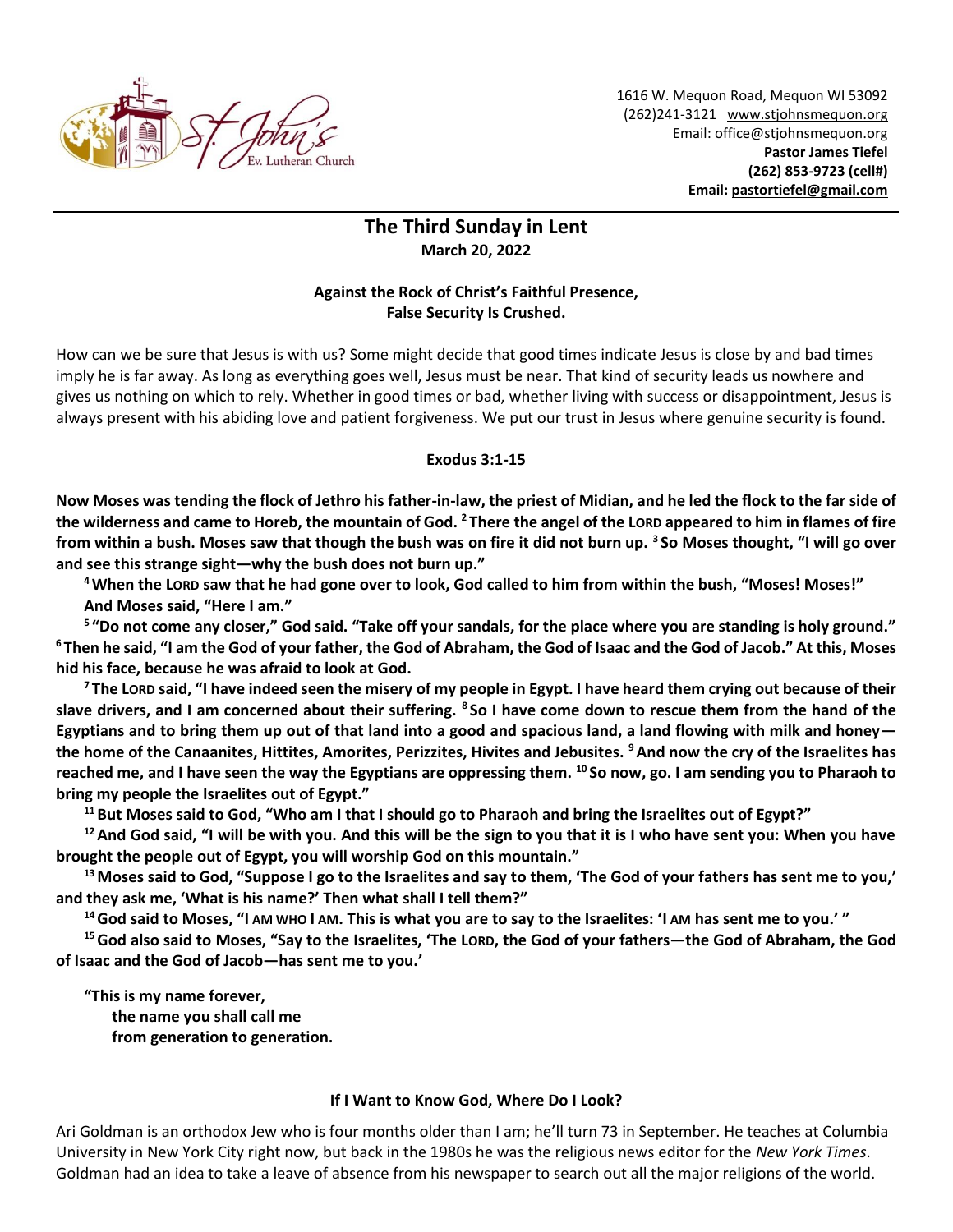1616 W. Mequon Road, Mequon WI 53092
(262)241-3121 www.stjohnsmequon.org
Email: office@stjohnsmequon.org
**Pastor James Tiefel**
**(262) 853-9723 (cell#)**
**Email: pastortiefel@gmail.com**

# The Third Sunday in Lent

**March 20, 2022**

**Against the Rock of Christ's Faithful Presence,**
**False Security Is Crushed.**

How can we be sure that Jesus is with us? Some might decide that good times indicate Jesus is close by and bad times imply he is far away. As long as everything goes well, Jesus must be near. That kind of security leads us nowhere and gives us nothing on which to rely. Whether in good times or bad, whether living with success or disappointment, Jesus is always present with his abiding love and patient forgiveness. We put our trust in Jesus where genuine security is found.

## Exodus 3:1-15

**Now Moses was tending the flock of Jethro his father-in-law, the priest of Midian, and he led the flock to the far side of the wilderness and came to Horeb, the mountain of God. [2] There the angel of the LORD appeared to him in flames of fire from within a bush. Moses saw that though the bush was on fire it did not burn up. [3] So Moses thought, "I will go over and see this strange sight—why the bush does not burn up."**

**[4] When the LORD saw that he had gone over to look, God called to him from within the bush, "Moses! Moses!" And Moses said, "Here I am."**

**[5] "Do not come any closer," God said. "Take off your sandals, for the place where you are standing is holy ground." [6] Then he said, "I am the God of your father, the God of Abraham, the God of Isaac and the God of Jacob." At this, Moses hid his face, because he was afraid to look at God.**

**[7] The LORD said, "I have indeed seen the misery of my people in Egypt. I have heard them crying out because of their slave drivers, and I am concerned about their suffering. [8] So I have come down to rescue them from the hand of the Egyptians and to bring them up out of that land into a good and spacious land, a land flowing with milk and honey—the home of the Canaanites, Hittites, Amorites, Perizzites, Hivites and Jebusites. [9] And now the cry of the Israelites has reached me, and I have seen the way the Egyptians are oppressing them. [10] So now, go. I am sending you to Pharaoh to bring my people the Israelites out of Egypt."**

**[11] But Moses said to God, "Who am I that I should go to Pharaoh and bring the Israelites out of Egypt?"**

**[12] And God said, "I will be with you. And this will be the sign to you that it is I who have sent you: When you have brought the people out of Egypt, you will worship God on this mountain."**

**[13] Moses said to God, "Suppose I go to the Israelites and say to them, 'The God of your fathers has sent me to you,' and they ask me, 'What is his name?' Then what shall I tell them?"**

**[14] God said to Moses, "I AM WHO I AM. This is what you are to say to the Israelites: 'I AM has sent me to you.' "**

**[15] God also said to Moses, "Say to the Israelites, 'The LORD, the God of your fathers—the God of Abraham, the God of Isaac and the God of Jacob—has sent me to you.'**

**"This is my name forever,**
**the name you shall call me**
**from generation to generation.**

## If I Want to Know God, Where Do I Look?

Ari Goldman is an orthodox Jew who is four months older than I am; he'll turn 73 in September. He teaches at Columbia University in New York City right now, but back in the 1980s he was the religious news editor for the *New York Times*. Goldman had an idea to take a leave of absence from his newspaper to search out all the major religions of the world.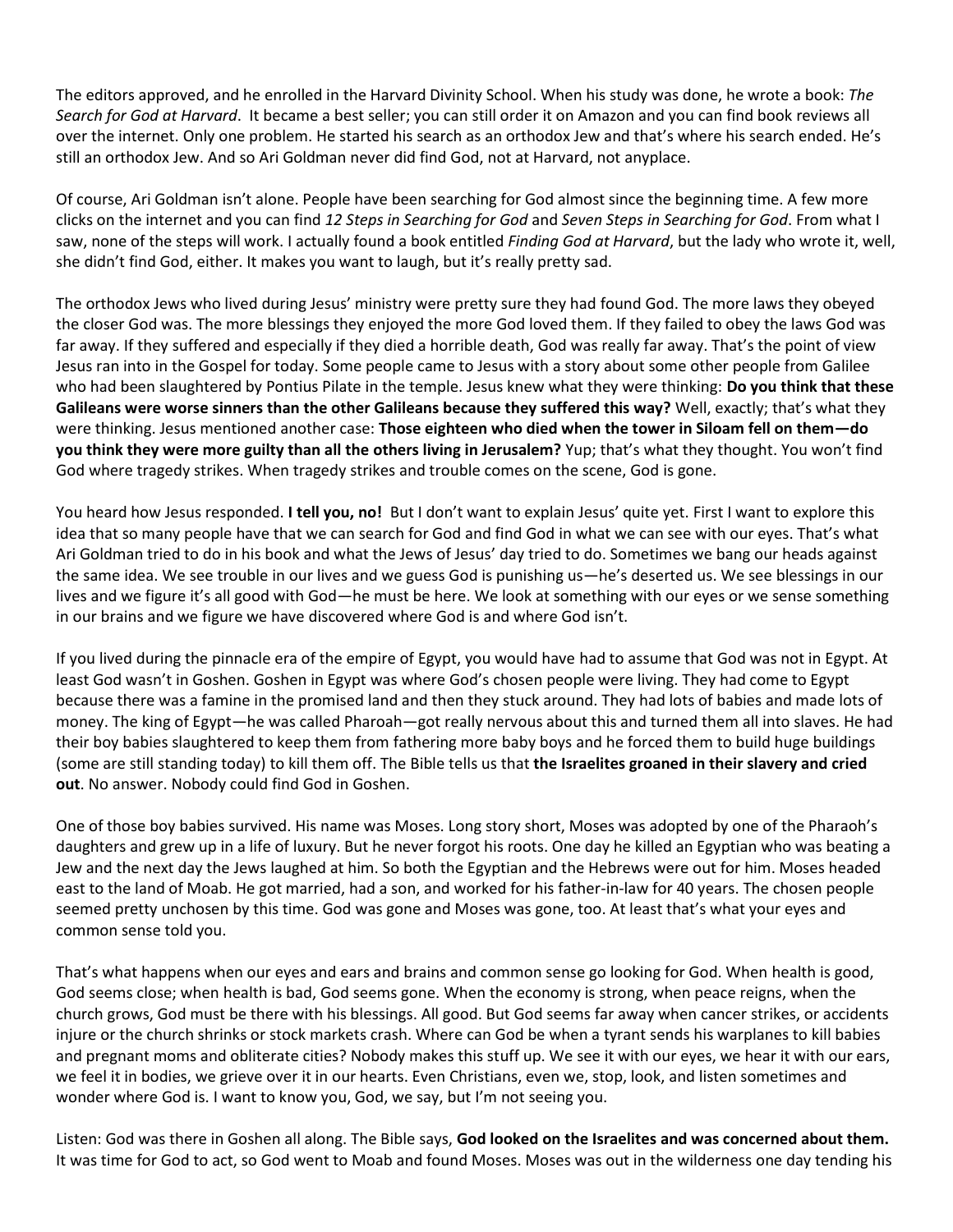The editors approved, and he enrolled in the Harvard Divinity School. When his study was done, he wrote a book: *The Search for God at Harvard*. It became a best seller; you can still order it on Amazon and you can find book reviews all over the internet. Only one problem. He started his search as an orthodox Jew and that's where his search ended. He's still an orthodox Jew. And so Ari Goldman never did find God, not at Harvard, not anyplace.

Of course, Ari Goldman isn't alone. People have been searching for God almost since the beginning time. A few more clicks on the internet and you can find *12 Steps in Searching for God* and *Seven Steps in Searching for God*. From what I saw, none of the steps will work. I actually found a book entitled *Finding God at Harvard*, but the lady who wrote it, well, she didn't find God, either. It makes you want to laugh, but it's really pretty sad.

The orthodox Jews who lived during Jesus' ministry were pretty sure they had found God. The more laws they obeyed the closer God was. The more blessings they enjoyed the more God loved them. If they failed to obey the laws God was far away. If they suffered and especially if they died a horrible death, God was really far away. That's the point of view Jesus ran into in the Gospel for today. Some people came to Jesus with a story about some other people from Galilee who had been slaughtered by Pontius Pilate in the temple. Jesus knew what they were thinking: **Do you think that these Galileans were worse sinners than the other Galileans because they suffered this way?** Well, exactly; that's what they were thinking. Jesus mentioned another case: **Those eighteen who died when the tower in Siloam fell on them—do you think they were more guilty than all the others living in Jerusalem?** Yup; that's what they thought. You won't find God where tragedy strikes. When tragedy strikes and trouble comes on the scene, God is gone.

You heard how Jesus responded. **I tell you, no!** But I don't want to explain Jesus' quite yet. First I want to explore this idea that so many people have that we can search for God and find God in what we can see with our eyes. That's what Ari Goldman tried to do in his book and what the Jews of Jesus' day tried to do. Sometimes we bang our heads against the same idea. We see trouble in our lives and we guess God is punishing us—he's deserted us. We see blessings in our lives and we figure it's all good with God—he must be here. We look at something with our eyes or we sense something in our brains and we figure we have discovered where God is and where God isn't.

If you lived during the pinnacle era of the empire of Egypt, you would have had to assume that God was not in Egypt. At least God wasn't in Goshen. Goshen in Egypt was where God's chosen people were living. They had come to Egypt because there was a famine in the promised land and then they stuck around. They had lots of babies and made lots of money. The king of Egypt—he was called Pharoah—got really nervous about this and turned them all into slaves. He had their boy babies slaughtered to keep them from fathering more baby boys and he forced them to build huge buildings (some are still standing today) to kill them off. The Bible tells us that **the Israelites groaned in their slavery and cried out**. No answer. Nobody could find God in Goshen.

One of those boy babies survived. His name was Moses. Long story short, Moses was adopted by one of the Pharoah's daughters and grew up in a life of luxury. But he never forgot his roots. One day he killed an Egyptian who was beating a Jew and the next day the Jews laughed at him. So both the Egyptian and the Hebrews were out for him. Moses headed east to the land of Moab. He got married, had a son, and worked for his father-in-law for 40 years. The chosen people seemed pretty unchosen by this time. God was gone and Moses was gone, too. At least that's what your eyes and common sense told you.

That's what happens when our eyes and ears and brains and common sense go looking for God. When health is good, God seems close; when health is bad, God seems gone. When the economy is strong, when peace reigns, when the church grows, God must be there with his blessings. All good. But God seems far away when cancer strikes, or accidents injure or the church shrinks or stock markets crash. Where can God be when a tyrant sends his warplanes to kill babies and pregnant moms and obliterate cities? Nobody makes this stuff up. We see it with our eyes, we hear it with our ears, we feel it in bodies, we grieve over it in our hearts. Even Christians, even we, stop, look, and listen sometimes and wonder where God is. I want to know you, God, we say, but I'm not seeing you.

Listen: God was there in Goshen all along. The Bible says, **God looked on the Israelites and was concerned about them.** It was time for God to act, so God went to Moab and found Moses. Moses was out in the wilderness one day tending his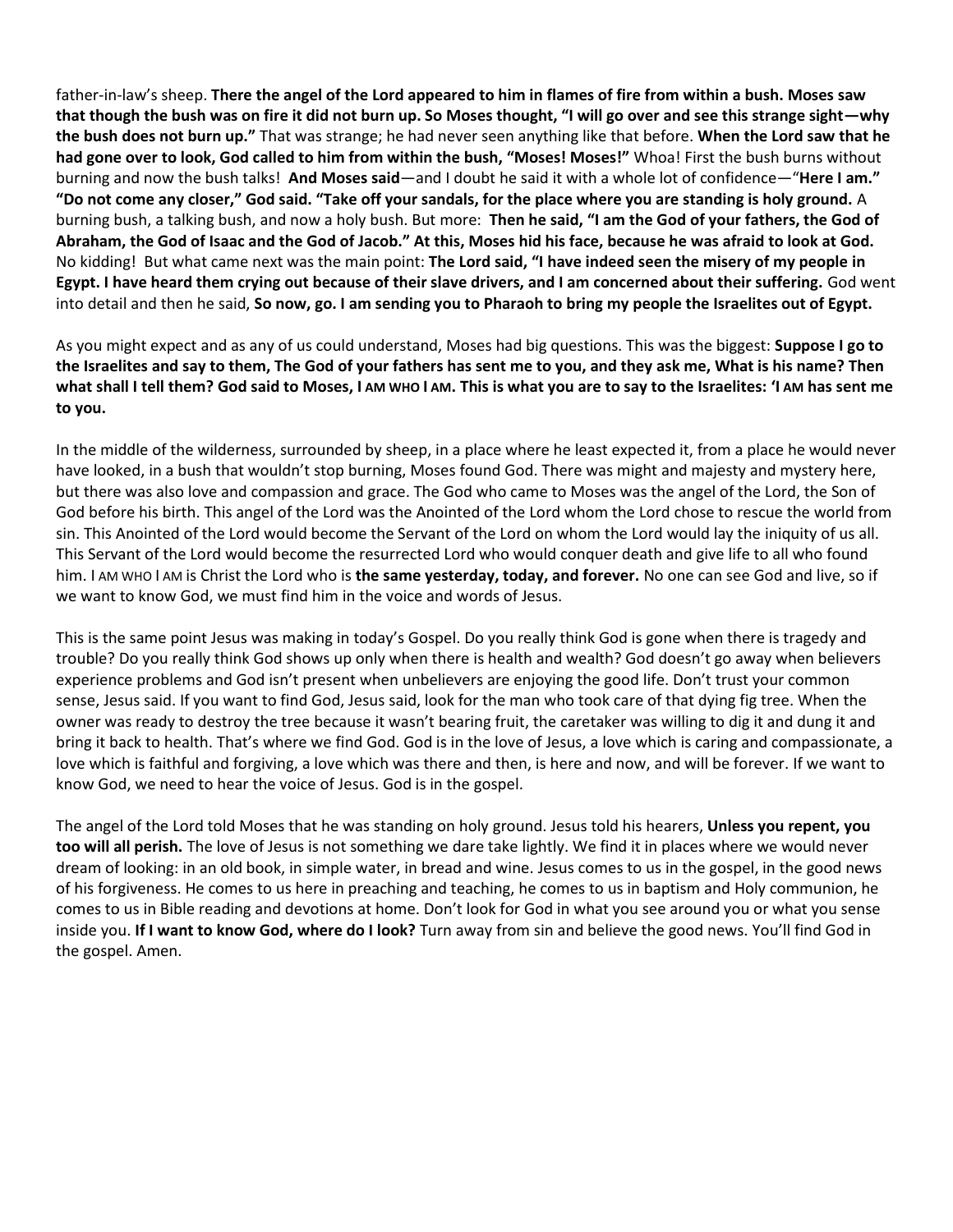father-in-law's sheep. **There the angel of the Lord appeared to him in flames of fire from within a bush. Moses saw that though the bush was on fire it did not burn up. So Moses thought, "I will go over and see this strange sight—why the bush does not burn up."** That was strange; he had never seen anything like that before. **When the Lord saw that he had gone over to look, God called to him from within the bush, "Moses! Moses!"** Whoa! First the bush burns without burning and now the bush talks! **And Moses said**—and I doubt he said it with a whole lot of confidence—"**Here I am." "Do not come any closer," God said. "Take off your sandals, for the place where you are standing is holy ground.** A burning bush, a talking bush, and now a holy bush. But more: **Then he said, "I am the God of your fathers, the God of Abraham, the God of Isaac and the God of Jacob." At this, Moses hid his face, because he was afraid to look at God.** No kidding! But what came next was the main point: **The Lord said, "I have indeed seen the misery of my people in Egypt. I have heard them crying out because of their slave drivers, and I am concerned about their suffering.** God went into detail and then he said, **So now, go. I am sending you to Pharaoh to bring my people the Israelites out of Egypt.**

As you might expect and as any of us could understand, Moses had big questions. This was the biggest: **Suppose I go to the Israelites and say to them, The God of your fathers has sent me to you, and they ask me, What is his name? Then what shall I tell them? God said to Moses, I AM WHO I AM. This is what you are to say to the Israelites: 'I AM has sent me to you.**

In the middle of the wilderness, surrounded by sheep, in a place where he least expected it, from a place he would never have looked, in a bush that wouldn't stop burning, Moses found God. There was might and majesty and mystery here, but there was also love and compassion and grace. The God who came to Moses was the angel of the Lord, the Son of God before his birth. This angel of the Lord was the Anointed of the Lord whom the Lord chose to rescue the world from sin. This Anointed of the Lord would become the Servant of the Lord on whom the Lord would lay the iniquity of us all. This Servant of the Lord would become the resurrected Lord who would conquer death and give life to all who found him. I AM WHO I AM is Christ the Lord who is **the same yesterday, today, and forever.** No one can see God and live, so if we want to know God, we must find him in the voice and words of Jesus.

This is the same point Jesus was making in today's Gospel. Do you really think God is gone when there is tragedy and trouble? Do you really think God shows up only when there is health and wealth? God doesn't go away when believers experience problems and God isn't present when unbelievers are enjoying the good life. Don't trust your common sense, Jesus said. If you want to find God, Jesus said, look for the man who took care of that dying fig tree. When the owner was ready to destroy the tree because it wasn't bearing fruit, the caretaker was willing to dig it and dung it and bring it back to health. That's where we find God. God is in the love of Jesus, a love which is caring and compassionate, a love which is faithful and forgiving, a love which was there and then, is here and now, and will be forever. If we want to know God, we need to hear the voice of Jesus. God is in the gospel.

The angel of the Lord told Moses that he was standing on holy ground. Jesus told his hearers, **Unless you repent, you too will all perish.** The love of Jesus is not something we dare take lightly. We find it in places where we would never dream of looking: in an old book, in simple water, in bread and wine. Jesus comes to us in the gospel, in the good news of his forgiveness. He comes to us here in preaching and teaching, he comes to us in baptism and Holy communion, he comes to us in Bible reading and devotions at home. Don't look for God in what you see around you or what you sense inside you. **If I want to know God, where do I look?** Turn away from sin and believe the good news. You'll find God in the gospel. Amen.